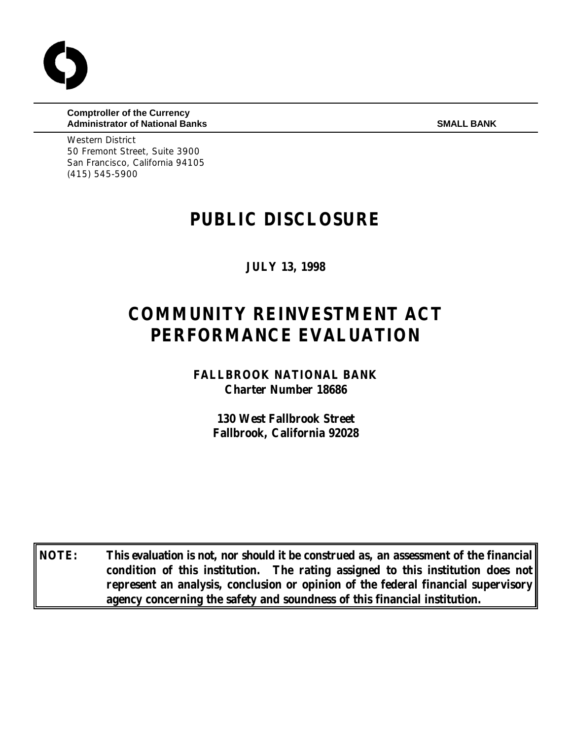**Comptroller of the Currency**
**Administrator of National Banks** **SMALL BANK**

Western District
50 Fremont Street, Suite 3900
San Francisco, California 94105
(415) 545-5900

# PUBLIC DISCLOSURE

**JULY 13, 1998**

# COMMUNITY REINVESTMENT ACT PERFORMANCE EVALUATION

**FALLBROOK NATIONAL BANK**
**Charter Number 18686**

**130 West Fallbrook Street**
**Fallbrook, California 92028**

**NOTE: This evaluation is not, nor should it be construed as, an assessment of the financial condition of this institution. The rating assigned to this institution does not represent an analysis, conclusion or opinion of the federal financial supervisory agency concerning the safety and soundness of this financial institution.**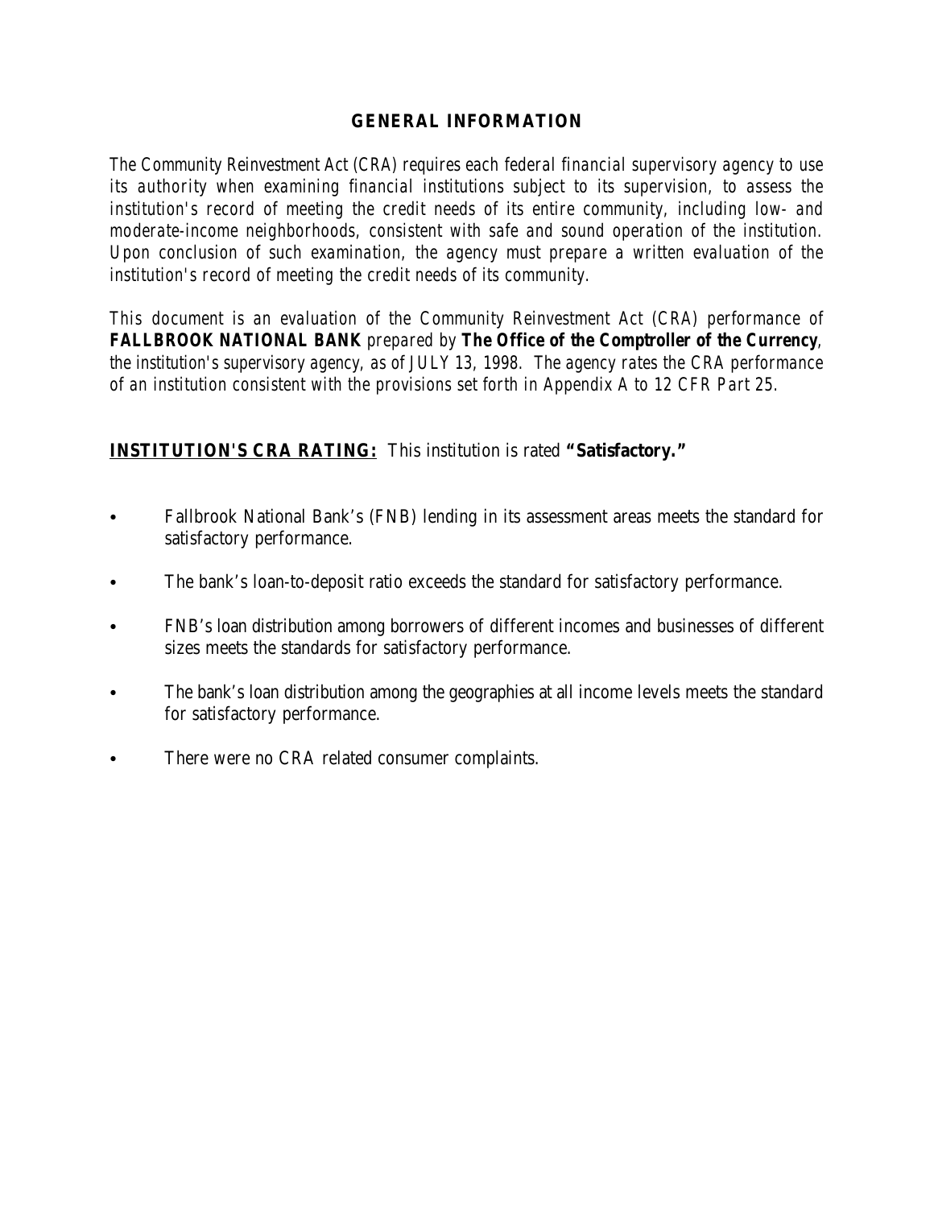## GENERAL INFORMATION

*The Community Reinvestment Act (CRA) requires each federal financial supervisory agency to use its authority when examining financial institutions subject to its supervision, to assess the institution's record of meeting the credit needs of its entire community, including low- and moderate-income neighborhoods, consistent with safe and sound operation of the institution. Upon conclusion of such examination, the agency must prepare a written evaluation of the institution's record of meeting the credit needs of its community.*

*This document is an evaluation of the Community Reinvestment Act (CRA) performance of* **FALLBROOK NATIONAL BANK** *prepared by* **The Office of the Comptroller of the Currency**, *the institution's supervisory agency, as of JULY 13, 1998. The agency rates the CRA performance of an institution consistent with the provisions set forth in Appendix A to 12 CFR Part 25.*

**INSTITUTION'S CRA RATING:** This institution is rated **"Satisfactory."**

- Fallbrook National Bank's (FNB) lending in its assessment areas meets the standard for satisfactory performance.
- The bank's loan-to-deposit ratio exceeds the standard for satisfactory performance.
- FNB's loan distribution among borrowers of different incomes and businesses of different sizes meets the standards for satisfactory performance.
- The bank's loan distribution among the geographies at all income levels meets the standard for satisfactory performance.
- There were no CRA related consumer complaints.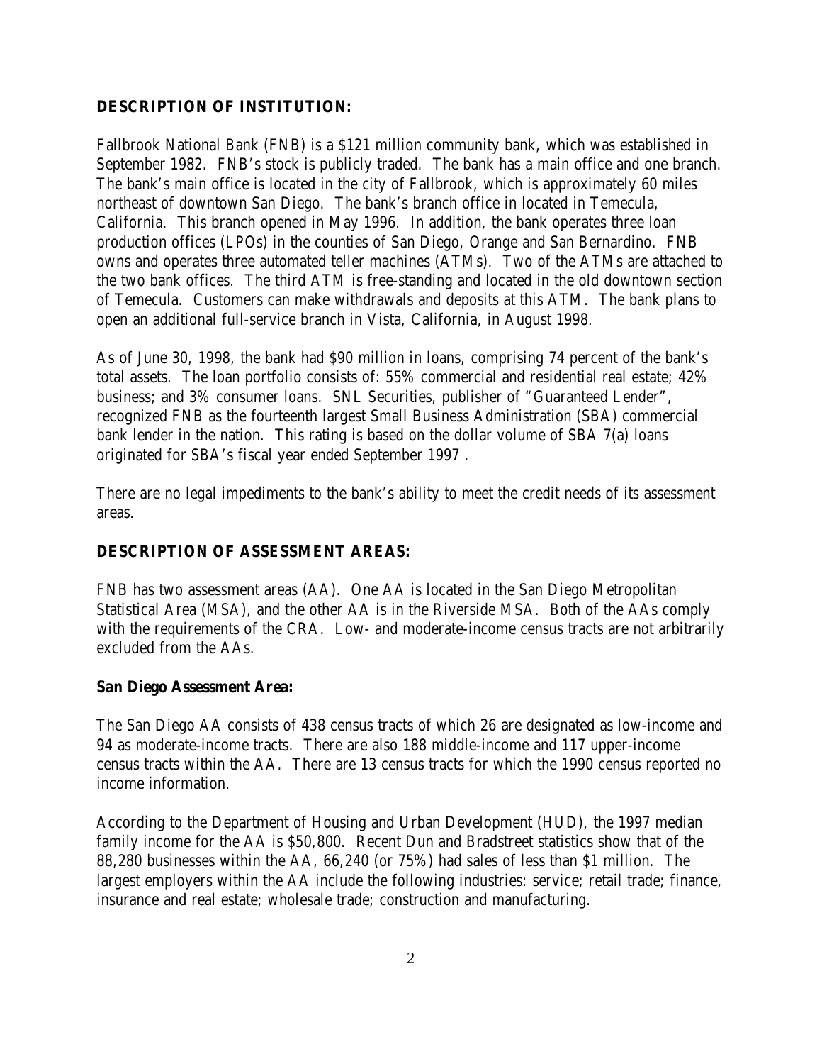## DESCRIPTION OF INSTITUTION:

Fallbrook National Bank (FNB) is a $121 million community bank, which was established in September 1982. FNB's stock is publicly traded. The bank has a main office and one branch. The bank's main office is located in the city of Fallbrook, which is approximately 60 miles northeast of downtown San Diego. The bank's branch office in located in Temecula, California. This branch opened in May 1996. In addition, the bank operates three loan production offices (LPOs) in the counties of San Diego, Orange and San Bernardino. FNB owns and operates three automated teller machines (ATMs). Two of the ATMs are attached to the two bank offices. The third ATM is free-standing and located in the old downtown section of Temecula. Customers can make withdrawals and deposits at this ATM. The bank plans to open an additional full-service branch in Vista, California, in August 1998.

As of June 30, 1998, the bank had $90 million in loans, comprising 74 percent of the bank's total assets. The loan portfolio consists of: 55% commercial and residential real estate; 42% business; and 3% consumer loans. SNL Securities, publisher of "Guaranteed Lender", recognized FNB as the fourteenth largest Small Business Administration (SBA) commercial bank lender in the nation. This rating is based on the dollar volume of SBA 7(a) loans originated for SBA's fiscal year ended September 1997 .

There are no legal impediments to the bank's ability to meet the credit needs of its assessment areas.

## DESCRIPTION OF ASSESSMENT AREAS:

FNB has two assessment areas (AA). One AA is located in the San Diego Metropolitan Statistical Area (MSA), and the other AA is in the Riverside MSA. Both of the AAs comply with the requirements of the CRA. Low- and moderate-income census tracts are not arbitrarily excluded from the AAs.

### San Diego Assessment Area:

The San Diego AA consists of 438 census tracts of which 26 are designated as low-income and 94 as moderate-income tracts. There are also 188 middle-income and 117 upper-income census tracts within the AA. There are 13 census tracts for which the 1990 census reported no income information.

According to the Department of Housing and Urban Development (HUD), the 1997 median family income for the AA is $50,800. Recent Dun and Bradstreet statistics show that of the 88,280 businesses within the AA, 66,240 (or 75%) had sales of less than $1 million. The largest employers within the AA include the following industries: service; retail trade; finance, insurance and real estate; wholesale trade; construction and manufacturing.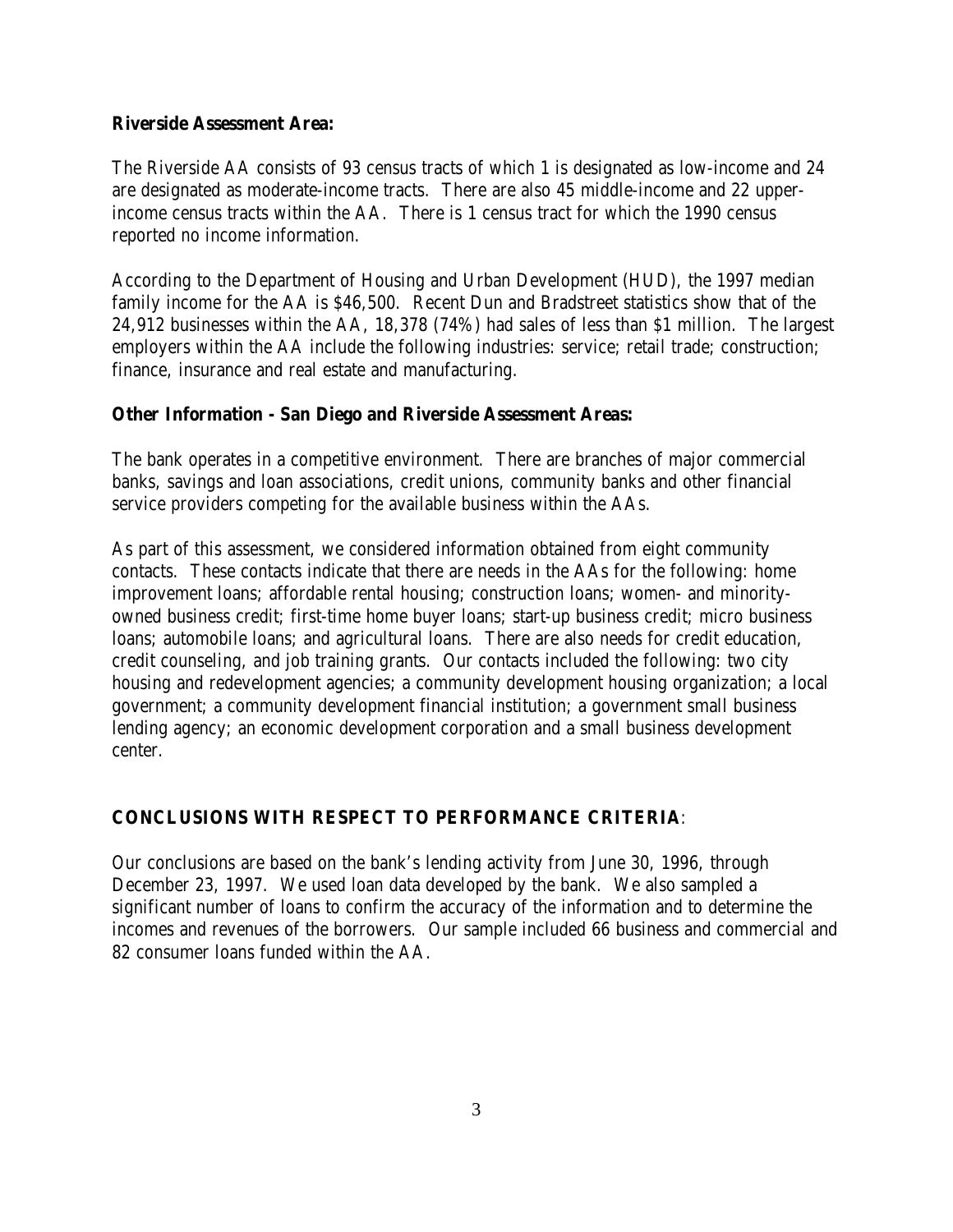**Riverside Assessment Area:**

The Riverside AA consists of 93 census tracts of which 1 is designated as low-income and 24 are designated as moderate-income tracts. There are also 45 middle-income and 22 upper-income census tracts within the AA. There is 1 census tract for which the 1990 census reported no income information.

According to the Department of Housing and Urban Development (HUD), the 1997 median family income for the AA is $46,500. Recent Dun and Bradstreet statistics show that of the 24,912 businesses within the AA, 18,378 (74%) had sales of less than $1 million. The largest employers within the AA include the following industries: service; retail trade; construction; finance, insurance and real estate and manufacturing.

**Other Information - San Diego and Riverside Assessment Areas:**

The bank operates in a competitive environment. There are branches of major commercial banks, savings and loan associations, credit unions, community banks and other financial service providers competing for the available business within the AAs.

As part of this assessment, we considered information obtained from eight community contacts. These contacts indicate that there are needs in the AAs for the following: home improvement loans; affordable rental housing; construction loans; women- and minority-owned business credit; first-time home buyer loans; start-up business credit; micro business loans; automobile loans; and agricultural loans. There are also needs for credit education, credit counseling, and job training grants. Our contacts included the following: two city housing and redevelopment agencies; a community development housing organization; a local government; a community development financial institution; a government small business lending agency; an economic development corporation and a small business development center.

## **CONCLUSIONS WITH RESPECT TO PERFORMANCE CRITERIA**:

Our conclusions are based on the bank's lending activity from June 30, 1996, through December 23, 1997. We used loan data developed by the bank. We also sampled a significant number of loans to confirm the accuracy of the information and to determine the incomes and revenues of the borrowers. Our sample included 66 business and commercial and 82 consumer loans funded within the AA.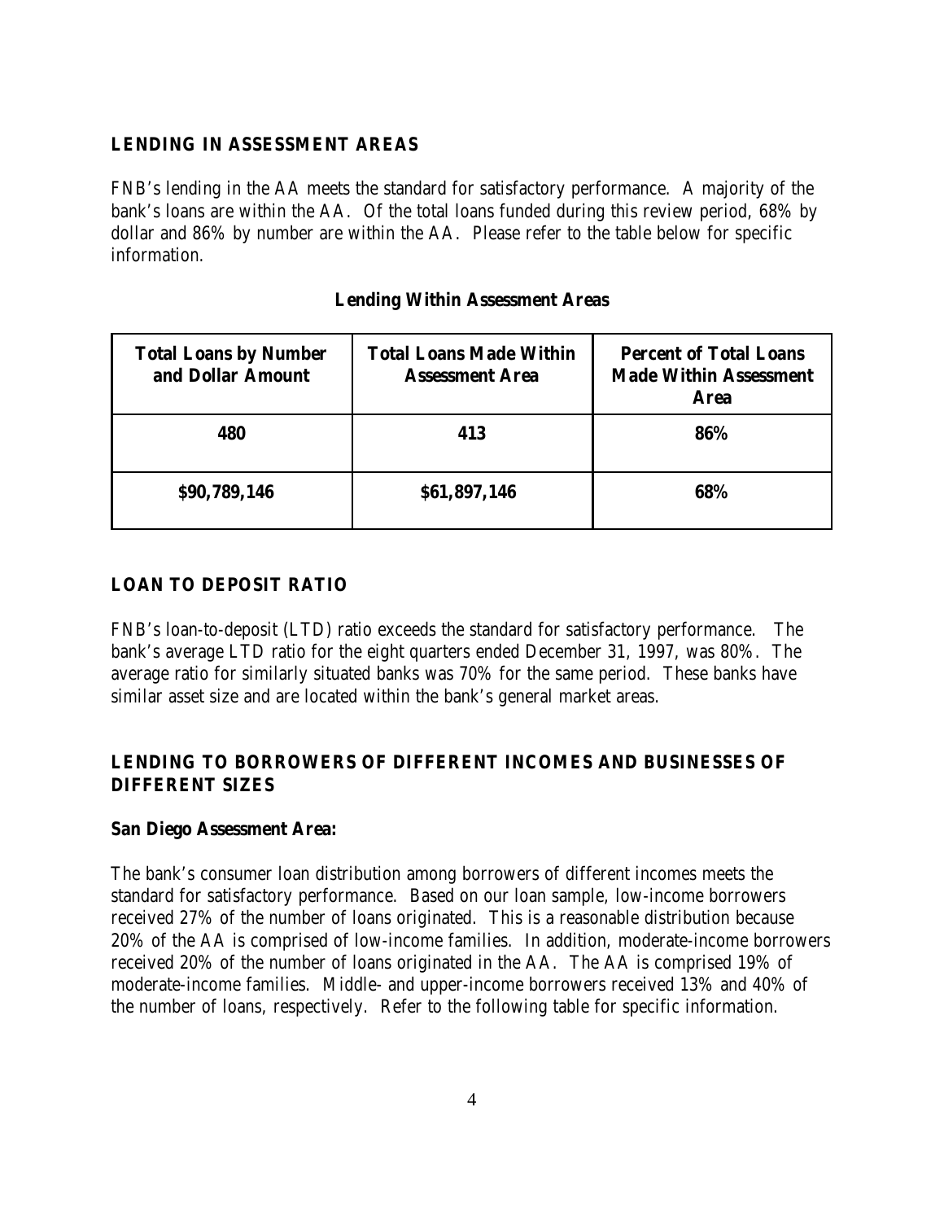## LENDING IN ASSESSMENT AREAS

FNB's lending in the AA meets the standard for satisfactory performance. A majority of the bank's loans are within the AA. Of the total loans funded during this review period, 68% by dollar and 86% by number are within the AA. Please refer to the table below for specific information.

**Lending Within Assessment Areas**

| Total Loans by Number and Dollar Amount | Total Loans Made Within Assessment Area | Percent of Total Loans Made Within Assessment Area |
|---|---|---|
| 480 | 413 | 86% |
| $90,789,146 | $61,897,146 | 68% |

## LOAN TO DEPOSIT RATIO

FNB's loan-to-deposit (LTD) ratio exceeds the standard for satisfactory performance. The bank's average LTD ratio for the eight quarters ended December 31, 1997, was 80%. The average ratio for similarly situated banks was 70% for the same period. These banks have similar asset size and are located within the bank's general market areas.

## LENDING TO BORROWERS OF DIFFERENT INCOMES AND BUSINESSES OF DIFFERENT SIZES

**San Diego Assessment Area:**

The bank's consumer loan distribution among borrowers of different incomes meets the standard for satisfactory performance. Based on our loan sample, low-income borrowers received 27% of the number of loans originated. This is a reasonable distribution because 20% of the AA is comprised of low-income families. In addition, moderate-income borrowers received 20% of the number of loans originated in the AA. The AA is comprised 19% of moderate-income families. Middle- and upper-income borrowers received 13% and 40% of the number of loans, respectively. Refer to the following table for specific information.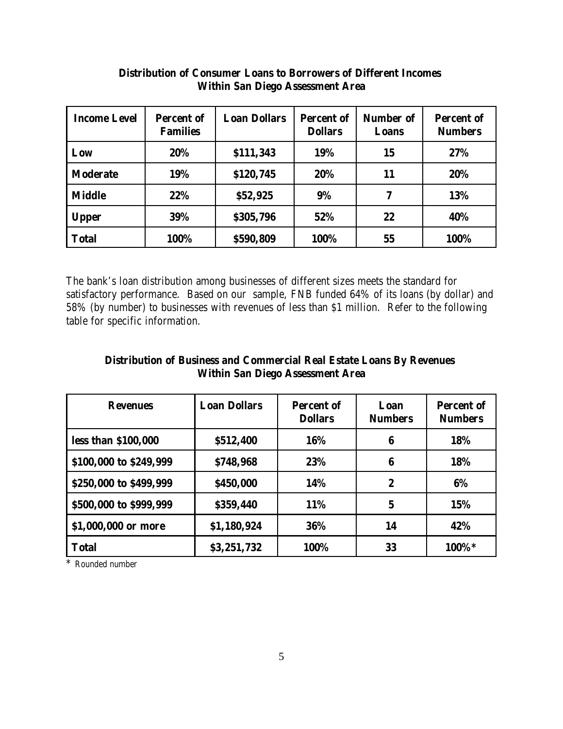**Distribution of Consumer Loans to Borrowers of Different Incomes**
**Within San Diego Assessment Area**

| Income Level | Percent of Families | Loan Dollars | Percent of Dollars | Number of Loans | Percent of Numbers |
|---|---|---|---|---|---|
| Low | 20% | $111,343 | 19% | 15 | 27% |
| Moderate | 19% | $120,745 | 20% | 11 | 20% |
| Middle | 22% | $52,925 | 9% | 7 | 13% |
| Upper | 39% | $305,796 | 52% | 22 | 40% |
| Total | 100% | $590,809 | 100% | 55 | 100% |

The bank's loan distribution among businesses of different sizes meets the standard for satisfactory performance. Based on our sample, FNB funded 64% of its loans (by dollar) and 58% (by number) to businesses with revenues of less than $1 million. Refer to the following table for specific information.

**Distribution of Business and Commercial Real Estate Loans By Revenues**
**Within San Diego Assessment Area**

| Revenues | Loan Dollars | Percent of Dollars | Loan Numbers | Percent of Numbers |
|---|---|---|---|---|
| less than $100,000 | $512,400 | 16% | 6 | 18% |
| $100,000 to $249,999 | $748,968 | 23% | 6 | 18% |
| $250,000 to $499,999 | $450,000 | 14% | 2 | 6% |
| $500,000 to $999,999 | $359,440 | 11% | 5 | 15% |
| $1,000,000 or more | $1,180,924 | 36% | 14 | 42% |
| Total | $3,251,732 | 100% | 33 | 100%* |

* Rounded number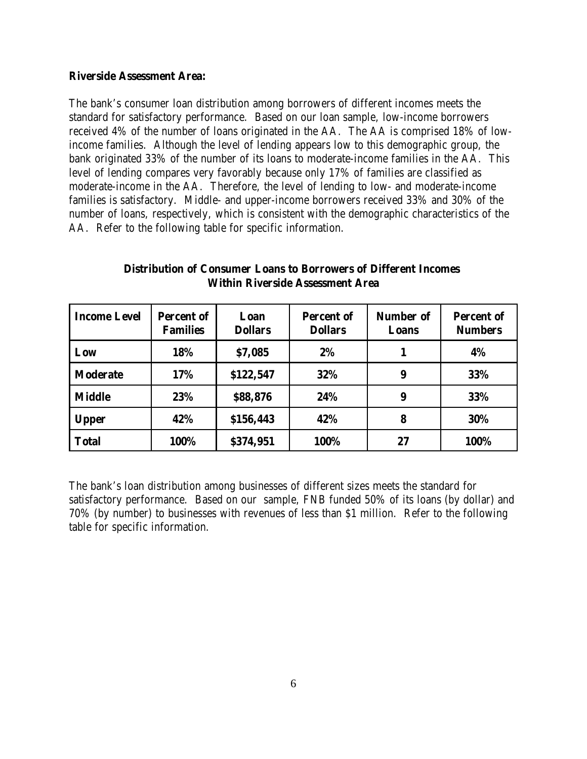**Riverside Assessment Area:**

The bank's consumer loan distribution among borrowers of different incomes meets the standard for satisfactory performance. Based on our loan sample, low-income borrowers received 4% of the number of loans originated in the AA. The AA is comprised 18% of low-income families. Although the level of lending appears low to this demographic group, the bank originated 33% of the number of its loans to moderate-income families in the AA. This level of lending compares very favorably because only 17% of families are classified as moderate-income in the AA. Therefore, the level of lending to low- and moderate-income families is satisfactory. Middle- and upper-income borrowers received 33% and 30% of the number of loans, respectively, which is consistent with the demographic characteristics of the AA. Refer to the following table for specific information.

**Distribution of Consumer Loans to Borrowers of Different Incomes Within Riverside Assessment Area**

| Income Level | Percent of Families | Loan Dollars | Percent of Dollars | Number of Loans | Percent of Numbers |
|---|---|---|---|---|---|
| Low | 18% | $7,085 | 2% | 1 | 4% |
| Moderate | 17% | $122,547 | 32% | 9 | 33% |
| Middle | 23% | $88,876 | 24% | 9 | 33% |
| Upper | 42% | $156,443 | 42% | 8 | 30% |
| Total | 100% | $374,951 | 100% | 27 | 100% |

The bank's loan distribution among businesses of different sizes meets the standard for satisfactory performance. Based on our sample, FNB funded 50% of its loans (by dollar) and 70% (by number) to businesses with revenues of less than $1 million. Refer to the following table for specific information.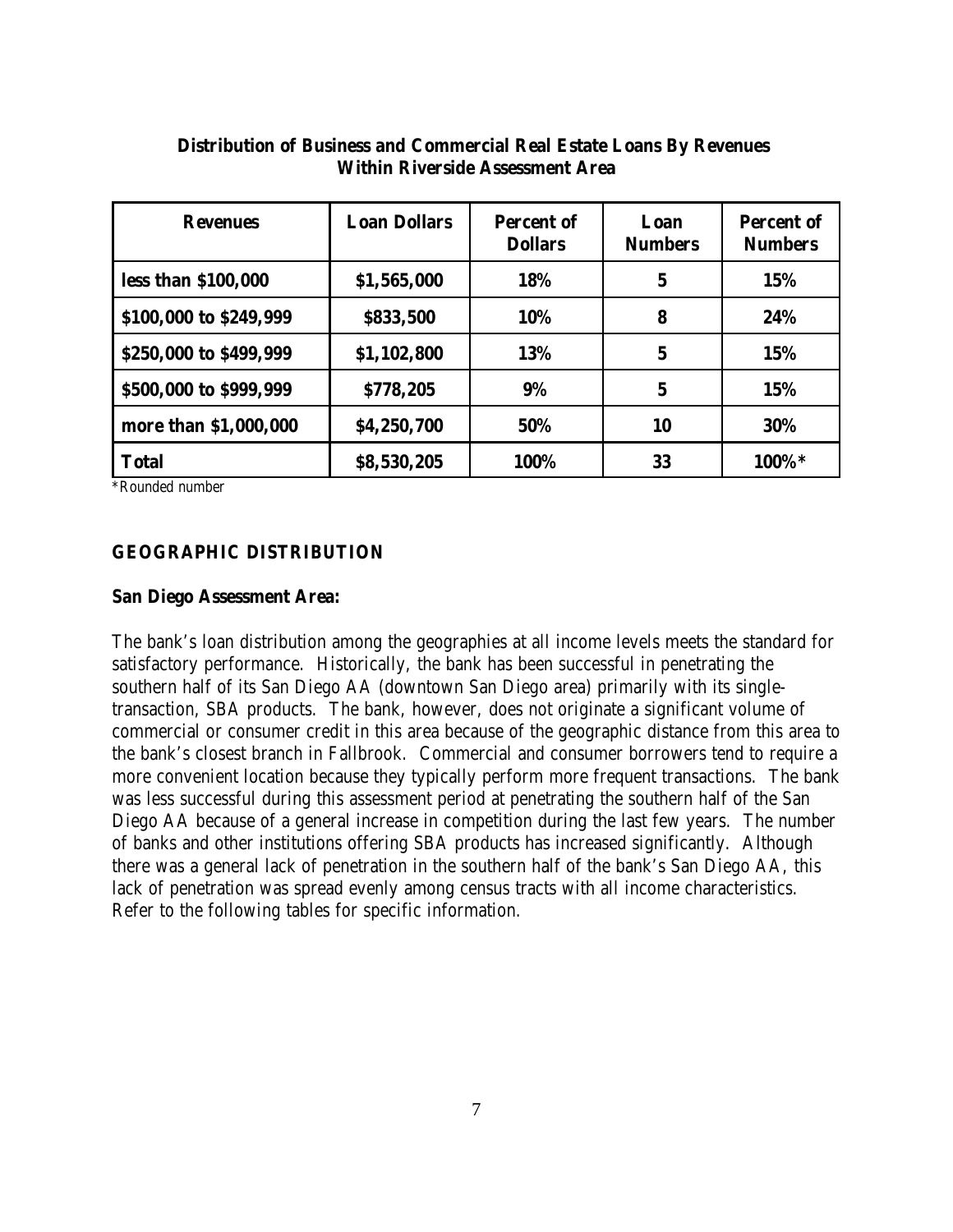**Distribution of Business and Commercial Real Estate Loans By Revenues Within Riverside Assessment Area**

| Revenues | Loan Dollars | Percent of Dollars | Loan Numbers | Percent of Numbers |
|---|---|---|---|---|
| less than $100,000 | $1,565,000 | 18% | 5 | 15% |
| $100,000 to $249,999 | $833,500 | 10% | 8 | 24% |
| $250,000 to $499,999 | $1,102,800 | 13% | 5 | 15% |
| $500,000 to $999,999 | $778,205 | 9% | 5 | 15% |
| more than $1,000,000 | $4,250,700 | 50% | 10 | 30% |
| Total | $8,530,205 | 100% | 33 | 100%* |

*Rounded number

## GEOGRAPHIC DISTRIBUTION

**San Diego Assessment Area:**

The bank's loan distribution among the geographies at all income levels meets the standard for satisfactory performance. Historically, the bank has been successful in penetrating the southern half of its San Diego AA (downtown San Diego area) primarily with its single-transaction, SBA products. The bank, however, does not originate a significant volume of commercial or consumer credit in this area because of the geographic distance from this area to the bank's closest branch in Fallbrook. Commercial and consumer borrowers tend to require a more convenient location because they typically perform more frequent transactions. The bank was less successful during this assessment period at penetrating the southern half of the San Diego AA because of a general increase in competition during the last few years. The number of banks and other institutions offering SBA products has increased significantly. Although there was a general lack of penetration in the southern half of the bank's San Diego AA, this lack of penetration was spread evenly among census tracts with all income characteristics. Refer to the following tables for specific information.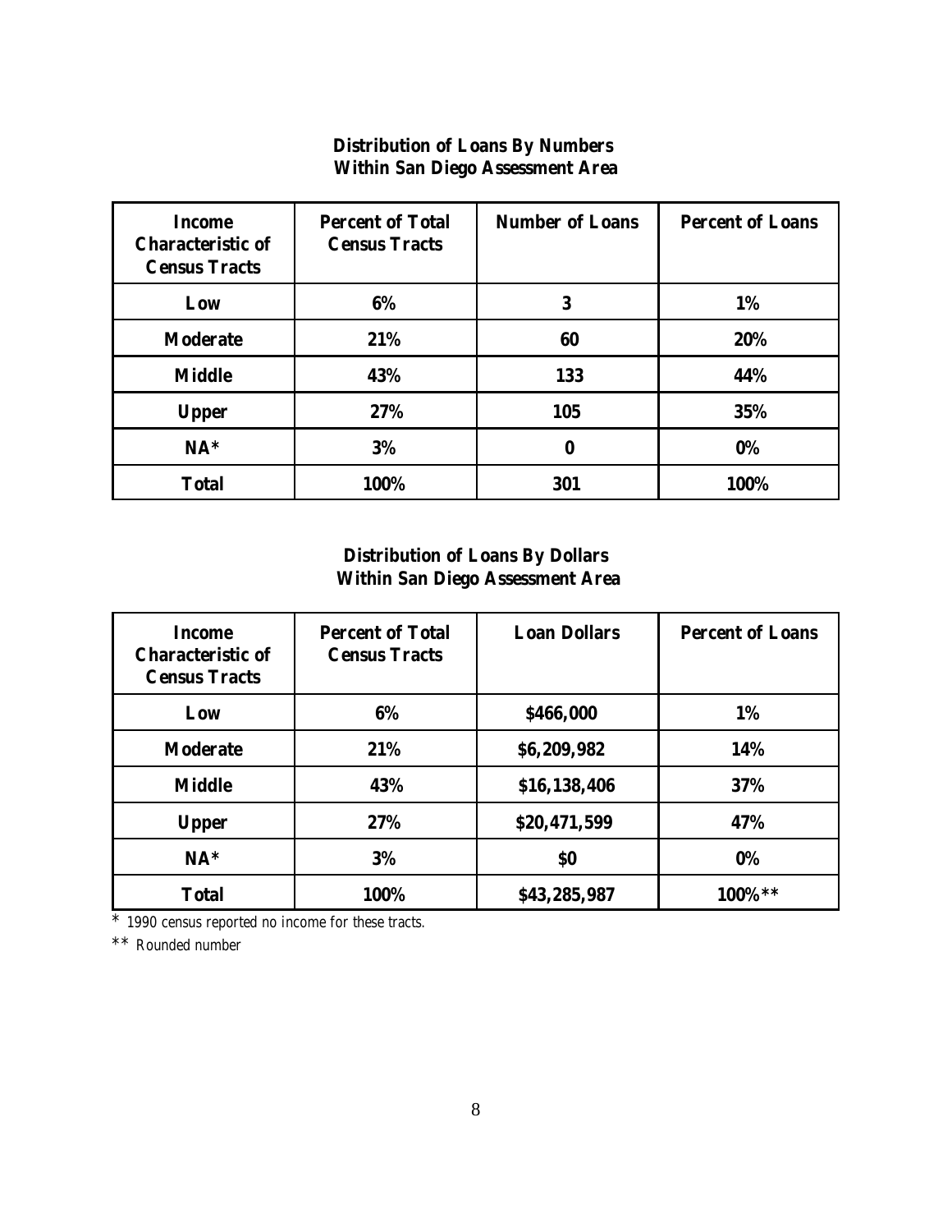**Distribution of Loans By Numbers**
**Within San Diego Assessment Area**

| Income Characteristic of Census Tracts | Percent of Total Census Tracts | Number of Loans | Percent of Loans |
|---|---|---|---|
| Low | 6% | 3 | 1% |
| Moderate | 21% | 60 | 20% |
| Middle | 43% | 133 | 44% |
| Upper | 27% | 105 | 35% |
| NA* | 3% | 0 | 0% |
| Total | 100% | 301 | 100% |

**Distribution of Loans By Dollars**
**Within San Diego Assessment Area**

| Income Characteristic of Census Tracts | Percent of Total Census Tracts | Loan Dollars | Percent of Loans |
|---|---|---|---|
| Low | 6% | $466,000 | 1% |
| Moderate | 21% | $6,209,982 | 14% |
| Middle | 43% | $16,138,406 | 37% |
| Upper | 27% | $20,471,599 | 47% |
| NA* | 3% | $0 | 0% |
| Total | 100% | $43,285,987 | 100%** |

\* 1990 census reported no income for these tracts.

\** Rounded number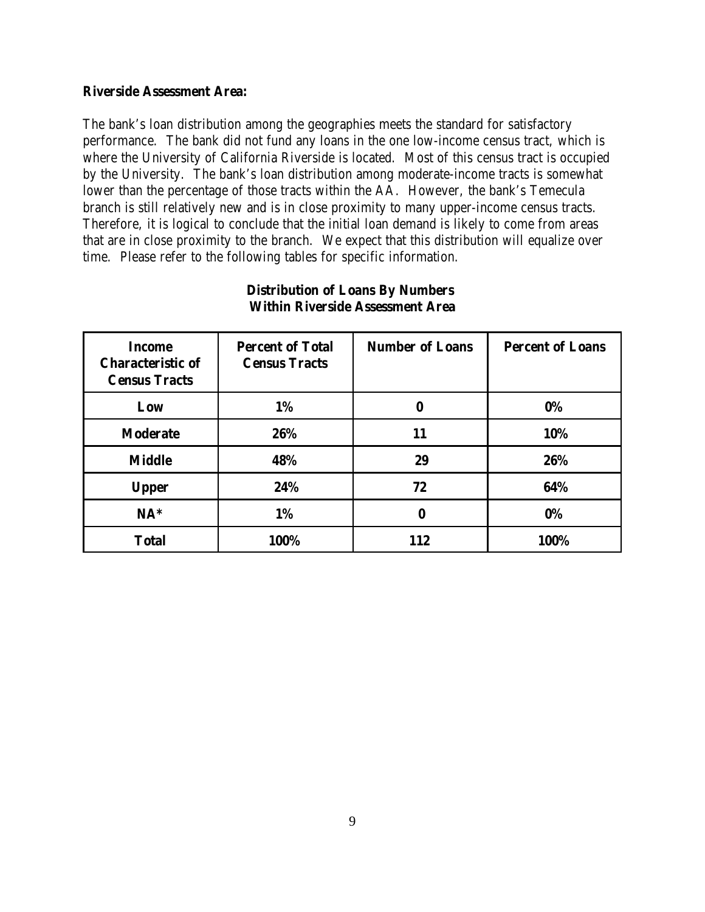**Riverside Assessment Area:**

The bank's loan distribution among the geographies meets the standard for satisfactory performance. The bank did not fund any loans in the one low-income census tract, which is where the University of California Riverside is located. Most of this census tract is occupied by the University. The bank's loan distribution among moderate-income tracts is somewhat lower than the percentage of those tracts within the AA. However, the bank's Temecula branch is still relatively new and is in close proximity to many upper-income census tracts. Therefore, it is logical to conclude that the initial loan demand is likely to come from areas that are in close proximity to the branch. We expect that this distribution will equalize over time. Please refer to the following tables for specific information.

**Distribution of Loans By Numbers**
**Within Riverside Assessment Area**

| Income Characteristic of Census Tracts | Percent of Total Census Tracts | Number of Loans | Percent of Loans |
|---|---|---|---|
| Low | 1% | 0 | 0% |
| Moderate | 26% | 11 | 10% |
| Middle | 48% | 29 | 26% |
| Upper | 24% | 72 | 64% |
| NA* | 1% | 0 | 0% |
| Total | 100% | 112 | 100% |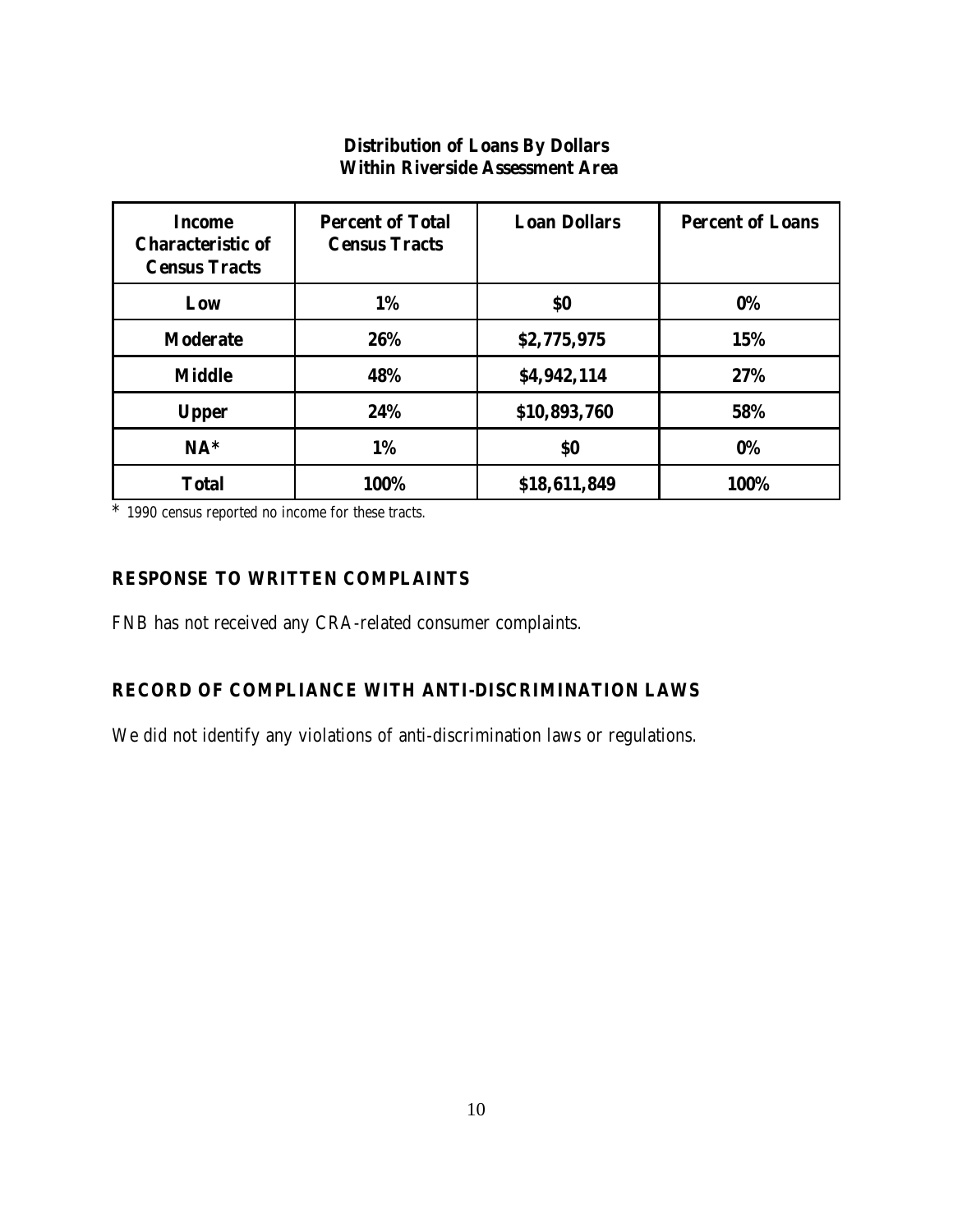**Distribution of Loans By Dollars**
**Within Riverside Assessment Area**

| Income Characteristic of Census Tracts | Percent of Total Census Tracts | Loan Dollars | Percent of Loans |
|---|---|---|---|
| Low | 1% | $0 | 0% |
| Moderate | 26% | $2,775,975 | 15% |
| Middle | 48% | $4,942,114 | 27% |
| Upper | 24% | $10,893,760 | 58% |
| NA* | 1% | $0 | 0% |
| Total | 100% | $18,611,849 | 100% |

\* 1990 census reported no income for these tracts.

## RESPONSE TO WRITTEN COMPLAINTS

FNB has not received any CRA-related consumer complaints.

## RECORD OF COMPLIANCE WITH ANTI-DISCRIMINATION LAWS

We did not identify any violations of anti-discrimination laws or regulations.